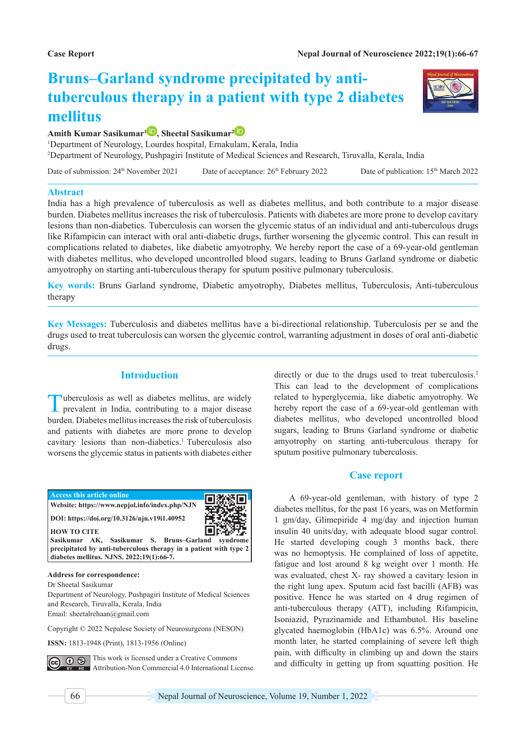Case Report

# Bruns–Garland syndrome precipitated by anti-tuberculous therapy in a patient with type 2 diabetes mellitus

**Amith Kumar Sasikumar**[1], **Sheetal Sasikumar**[2]

[1]Department of Neurology, Lourdes hospital, Ernakulam, Kerala, India

[2]Department of Neurology, Pushpagiri Institute of Medical Sciences and Research, Tiruvalla, Kerala, India

Date of submission: 24th November 2021 Date of acceptance: 26th February 2022 Date of publication: 15th March 2022

## Abstract

India has a high prevalence of tuberculosis as well as diabetes mellitus, and both contribute to a major disease burden. Diabetes mellitus increases the risk of tuberculosis. Patients with diabetes are more prone to develop cavitary lesions than non-diabetics. Tuberculosis can worsen the glycemic status of an individual and anti-tuberculous drugs like Rifampicin can interact with oral anti-diabetic drugs, further worsening the glycemic control. This can result in complications related to diabetes, like diabetic amyotrophy. We hereby report the case of a 69-year-old gentleman with diabetes mellitus, who developed uncontrolled blood sugars, leading to Bruns Garland syndrome or diabetic amyotrophy on starting anti-tuberculous therapy for sputum positive pulmonary tuberculosis.

**Key words:** Bruns Garland syndrome, Diabetic amyotrophy, Diabetes mellitus, Tuberculosis, Anti-tuberculous therapy

**Key Messages:** Tuberculosis and diabetes mellitus have a bi-directional relationship. Tuberculosis per se and the drugs used to treat tuberculosis can worsen the glycemic control, warranting adjustment in doses of oral anti-diabetic drugs.

## Introduction

Tuberculosis as well as diabetes mellitus, are widely prevalent in India, contributing to a major disease burden. Diabetes mellitus increases the risk of tuberculosis and patients with diabetes are more prone to develop cavitary lesions than non-diabetics.[1] Tuberculosis also worsens the glycemic status in patients with diabetes either directly or due to the drugs used to treat tuberculosis.[2] This can lead to the development of complications related to hyperglycemia, like diabetic amyotrophy. We hereby report the case of a 69-year-old gentleman with diabetes mellitus, who developed uncontrolled blood sugars, leading to Bruns Garland syndrome or diabetic amyotrophy on starting anti-tuberculous therapy for sputum positive pulmonary tuberculosis.

**Access this article online**

Website: https://www.nepjol.info/index.php/NJN

DOI: https://doi.org/10.3126/njn.v19i1.40952

**HOW TO CITE**

Sasikumar AK, Sasikumar S. Bruns–Garland syndrome precipitated by anti-tuberculous therapy in a patient with type 2 diabetes mellitus. NJNS. 2022;19(1):66-7.

**Address for correspondence:**

Dr Sheetal Sasikumar

Department of Neurology, Pushpagiri Institute of Medical Sciences and Research, Tiruvalla, Kerala, India

Email: sheetalrehaan@gmail.com

Copyright © 2022 Nepalese Society of Neurosurgeons (NESON)

**ISSN:** 1813-1948 (Print), 1813-1956 (Online)

This work is licensed under a Creative Commons Attribution-Non Commercial 4.0 International License.

## Case report

A 69-year-old gentleman, with history of type 2 diabetes mellitus, for the past 16 years, was on Metformin 1 gm/day, Glimepiride 4 mg/day and injection human insulin 40 units/day, with adequate blood sugar control. He started developing cough 3 months back, there was no hemoptysis. He complained of loss of appetite, fatigue and lost around 8 kg weight over 1 month. He was evaluated, chest X- ray showed a cavitary lesion in the right lung apex. Sputum acid fast bacilli (AFB) was positive. Hence he was started on 4 drug regimen of anti-tuberculous therapy (ATT), including Rifampicin, Isoniazid, Pyrazinamide and Ethambutol. His baseline glycated haemoglobin (HbA1c) was 6.5%. Around one month later, he started complaining of severe left thigh pain, with difficulty in climbing up and down the stairs and difficulty in getting up from squatting position. He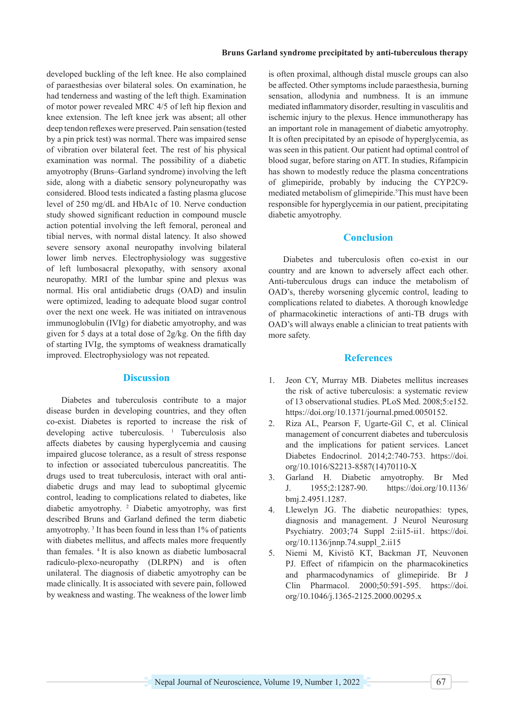developed buckling of the left knee. He also complained of paraesthesias over bilateral soles. On examination, he had tenderness and wasting of the left thigh. Examination of motor power revealed MRC 4/5 of left hip flexion and knee extension. The left knee jerk was absent; all other deep tendon reflexes were preserved. Pain sensation (tested by a pin prick test) was normal. There was impaired sense of vibration over bilateral feet. The rest of his physical examination was normal. The possibility of a diabetic amyotrophy (Bruns–Garland syndrome) involving the left side, along with a diabetic sensory polyneuropathy was considered. Blood tests indicated a fasting plasma glucose level of 250 mg/dL and HbA1c of 10. Nerve conduction study showed significant reduction in compound muscle action potential involving the left femoral, peroneal and tibial nerves, with normal distal latency. It also showed severe sensory axonal neuropathy involving bilateral lower limb nerves. Electrophysiology was suggestive of left lumbosacral plexopathy, with sensory axonal neuropathy. MRI of the lumbar spine and plexus was normal. His oral antidiabetic drugs (OAD) and insulin were optimized, leading to adequate blood sugar control over the next one week. He was initiated on intravenous immunoglobulin (IVIg) for diabetic amyotrophy, and was given for 5 days at a total dose of 2g/kg. On the fifth day of starting IVIg, the symptoms of weakness dramatically improved. Electrophysiology was not repeated.

## Discussion

Diabetes and tuberculosis contribute to a major disease burden in developing countries, and they often co-exist. Diabetes is reported to increase the risk of developing active tuberculosis. [1] Tuberculosis also affects diabetes by causing hyperglycemia and causing impaired glucose tolerance, as a result of stress response to infection or associated tuberculous pancreatitis. The drugs used to treat tuberculosis, interact with oral anti-diabetic drugs and may lead to suboptimal glycemic control, leading to complications related to diabetes, like diabetic amyotrophy. [2] Diabetic amyotrophy, was first described Bruns and Garland defined the term diabetic amyotrophy. [3] It has been found in less than 1% of patients with diabetes mellitus, and affects males more frequently than females. [4] It is also known as diabetic lumbosacral radiculo-plexo-neuropathy (DLRPN) and is often unilateral. The diagnosis of diabetic amyotrophy can be made clinically. It is associated with severe pain, followed by weakness and wasting. The weakness of the lower limb is often proximal, although distal muscle groups can also be affected. Other symptoms include paraesthesia, burning sensation, allodynia and numbness. It is an immune mediated inflammatory disorder, resulting in vasculitis and ischemic injury to the plexus. Hence immunotherapy has an important role in management of diabetic amyotrophy. It is often precipitated by an episode of hyperglycemia, as was seen in this patient. Our patient had optimal control of blood sugar, before staring on ATT. In studies, Rifampicin has shown to modestly reduce the plasma concentrations of glimepiride, probably by inducing the CYP2C9-mediated metabolism of glimepiride.[5]This must have been responsible for hyperglycemia in our patient, precipitating diabetic amyotrophy.

## Conclusion

Diabetes and tuberculosis often co-exist in our country and are known to adversely affect each other. Anti-tuberculous drugs can induce the metabolism of OAD's, thereby worsening glycemic control, leading to complications related to diabetes. A thorough knowledge of pharmacokinetic interactions of anti-TB drugs with OAD's will always enable a clinician to treat patients with more safety.

## References

1. Jeon CY, Murray MB. Diabetes mellitus increases the risk of active tuberculosis: a systematic review of 13 observational studies. PLoS Med. 2008;5:e152. https://doi.org/10.1371/journal.pmed.0050152.
2. Riza AL, Pearson F, Ugarte-Gil C, et al. Clinical management of concurrent diabetes and tuberculosis and the implications for patient services. Lancet Diabetes Endocrinol. 2014;2:740-753. https://doi.org/10.1016/S2213-8587(14)70110-X
3. Garland H. Diabetic amyotrophy. Br Med J. 1955;2:1287-90. https://doi.org/10.1136/bmj.2.4951.1287.
4. Llewelyn JG. The diabetic neuropathies: types, diagnosis and management. J Neurol Neurosurg Psychiatry. 2003;74 Suppl 2:ii15-ii1. https://doi.org/10.1136/jnnp.74.suppl_2.ii15
5. Niemi M, Kivistö KT, Backman JT, Neuvonen PJ. Effect of rifampicin on the pharmacokinetics and pharmacodynamics of glimepiride. Br J Clin Pharmacol. 2000;50:591-595. https://doi.org/10.1046/j.1365-2125.2000.00295.x